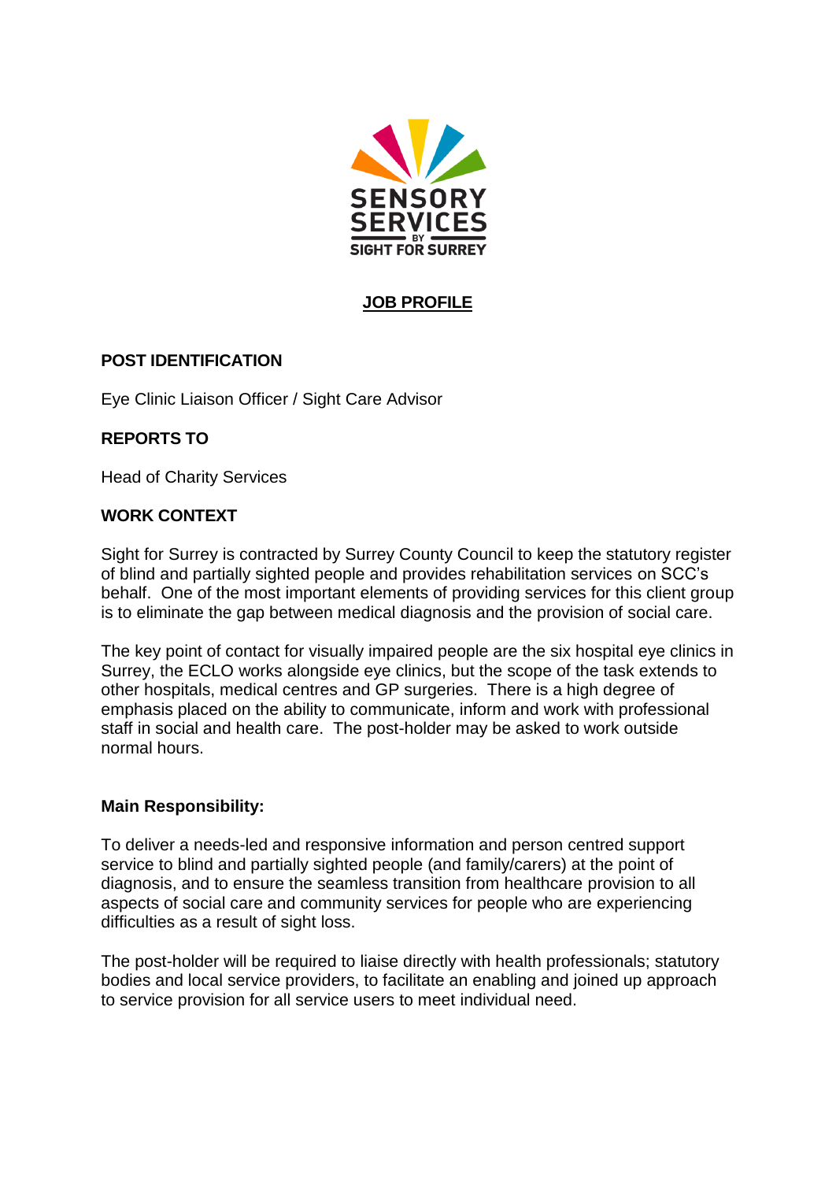SENSORY SERVICES BY SIGHT FOR SURREY

# JOB PROFILE

**POST IDENTIFICATION**

Eye Clinic Liaison Officer / Sight Care Advisor

**REPORTS TO**

Head of Charity Services

**WORK CONTEXT**

Sight for Surrey is contracted by Surrey County Council to keep the statutory register of blind and partially sighted people and provides rehabilitation services on SCC's behalf. One of the most important elements of providing services for this client group is to eliminate the gap between medical diagnosis and the provision of social care.

The key point of contact for visually impaired people are the six hospital eye clinics in Surrey, the ECLO works alongside eye clinics, but the scope of the task extends to other hospitals, medical centres and GP surgeries. There is a high degree of emphasis placed on the ability to communicate, inform and work with professional staff in social and health care. The post-holder may be asked to work outside normal hours.

**Main Responsibility:**

To deliver a needs-led and responsive information and person centred support service to blind and partially sighted people (and family/carers) at the point of diagnosis, and to ensure the seamless transition from healthcare provision to all aspects of social care and community services for people who are experiencing difficulties as a result of sight loss.

The post-holder will be required to liaise directly with health professionals; statutory bodies and local service providers, to facilitate an enabling and joined up approach to service provision for all service users to meet individual need.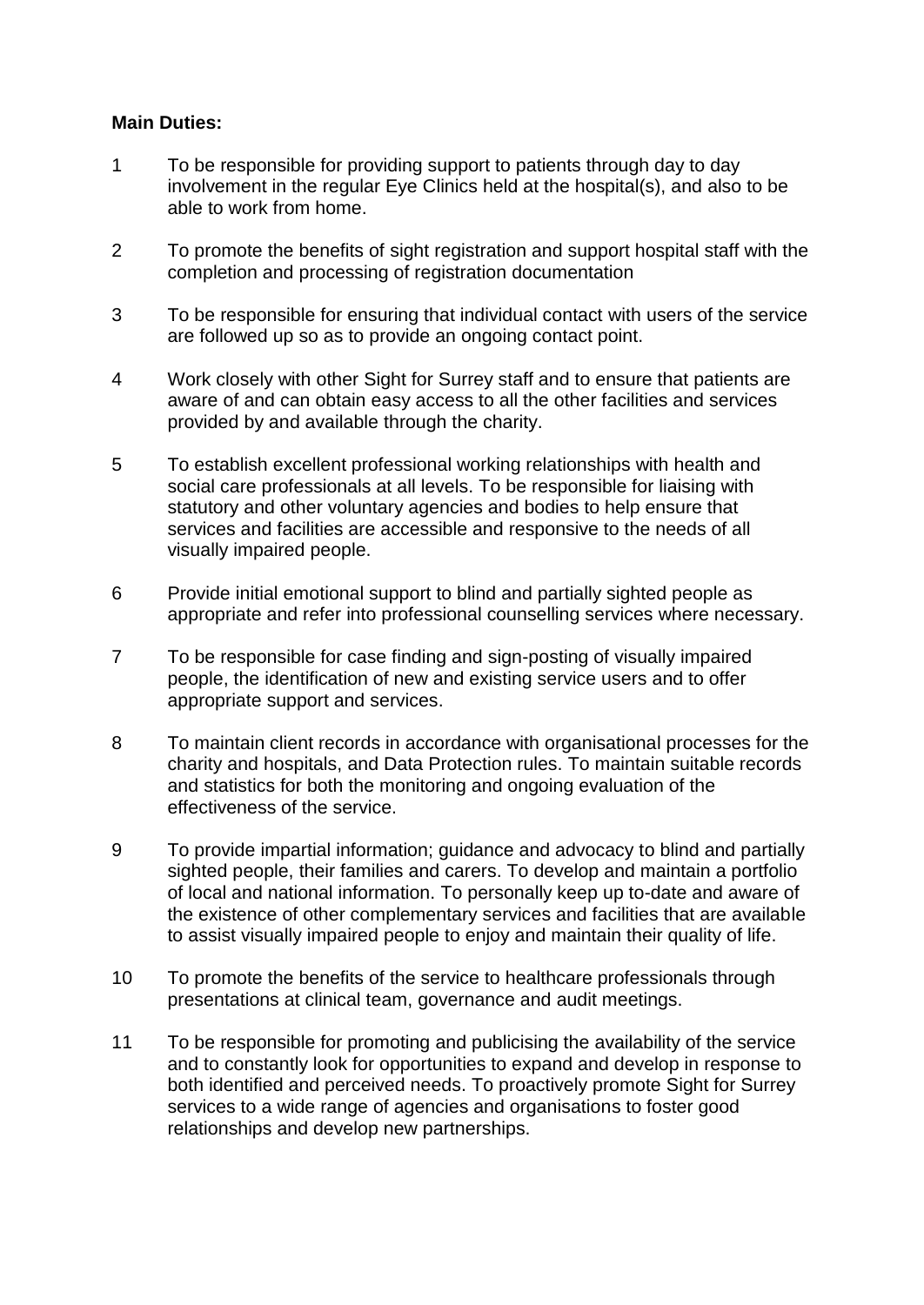**Main Duties:**

1. To be responsible for providing support to patients through day to day involvement in the regular Eye Clinics held at the hospital(s), and also to be able to work from home.

2. To promote the benefits of sight registration and support hospital staff with the completion and processing of registration documentation

3. To be responsible for ensuring that individual contact with users of the service are followed up so as to provide an ongoing contact point.

4. Work closely with other Sight for Surrey staff and to ensure that patients are aware of and can obtain easy access to all the other facilities and services provided by and available through the charity.

5. To establish excellent professional working relationships with health and social care professionals at all levels. To be responsible for liaising with statutory and other voluntary agencies and bodies to help ensure that services and facilities are accessible and responsive to the needs of all visually impaired people.

6. Provide initial emotional support to blind and partially sighted people as appropriate and refer into professional counselling services where necessary.

7. To be responsible for case finding and sign-posting of visually impaired people, the identification of new and existing service users and to offer appropriate support and services.

8. To maintain client records in accordance with organisational processes for the charity and hospitals, and Data Protection rules. To maintain suitable records and statistics for both the monitoring and ongoing evaluation of the effectiveness of the service.

9. To provide impartial information; guidance and advocacy to blind and partially sighted people, their families and carers. To develop and maintain a portfolio of local and national information. To personally keep up to-date and aware of the existence of other complementary services and facilities that are available to assist visually impaired people to enjoy and maintain their quality of life.

10. To promote the benefits of the service to healthcare professionals through presentations at clinical team, governance and audit meetings.

11. To be responsible for promoting and publicising the availability of the service and to constantly look for opportunities to expand and develop in response to both identified and perceived needs. To proactively promote Sight for Surrey services to a wide range of agencies and organisations to foster good relationships and develop new partnerships.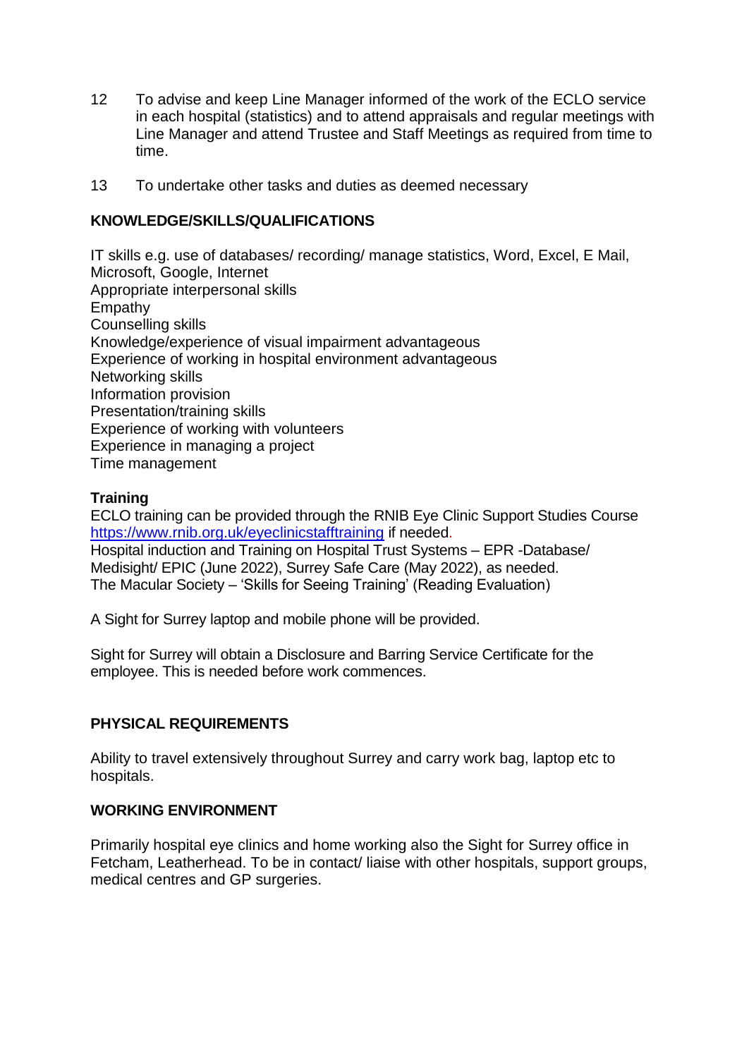12. To advise and keep Line Manager informed of the work of the ECLO service in each hospital (statistics) and to attend appraisals and regular meetings with Line Manager and attend Trustee and Staff Meetings as required from time to time.

13. To undertake other tasks and duties as deemed necessary

## KNOWLEDGE/SKILLS/QUALIFICATIONS

IT skills e.g. use of databases/ recording/ manage statistics, Word, Excel, E Mail, Microsoft, Google, Internet  
Appropriate interpersonal skills  
Empathy  
Counselling skills  
Knowledge/experience of visual impairment advantageous  
Experience of working in hospital environment advantageous  
Networking skills  
Information provision  
Presentation/training skills  
Experience of working with volunteers  
Experience in managing a project  
Time management

**Training**  
ECLO training can be provided through the RNIB Eye Clinic Support Studies Course https://www.rnib.org.uk/eyeclinicstafftraining if needed.  
Hospital induction and Training on Hospital Trust Systems – EPR -Database/ Medisight/ EPIC (June 2022), Surrey Safe Care (May 2022), as needed.  
The Macular Society – 'Skills for Seeing Training' (Reading Evaluation)

A Sight for Surrey laptop and mobile phone will be provided.

Sight for Surrey will obtain a Disclosure and Barring Service Certificate for the employee. This is needed before work commences.

## PHYSICAL REQUIREMENTS

Ability to travel extensively throughout Surrey and carry work bag, laptop etc to hospitals.

## WORKING ENVIRONMENT

Primarily hospital eye clinics and home working also the Sight for Surrey office in Fetcham, Leatherhead. To be in contact/ liaise with other hospitals, support groups, medical centres and GP surgeries.